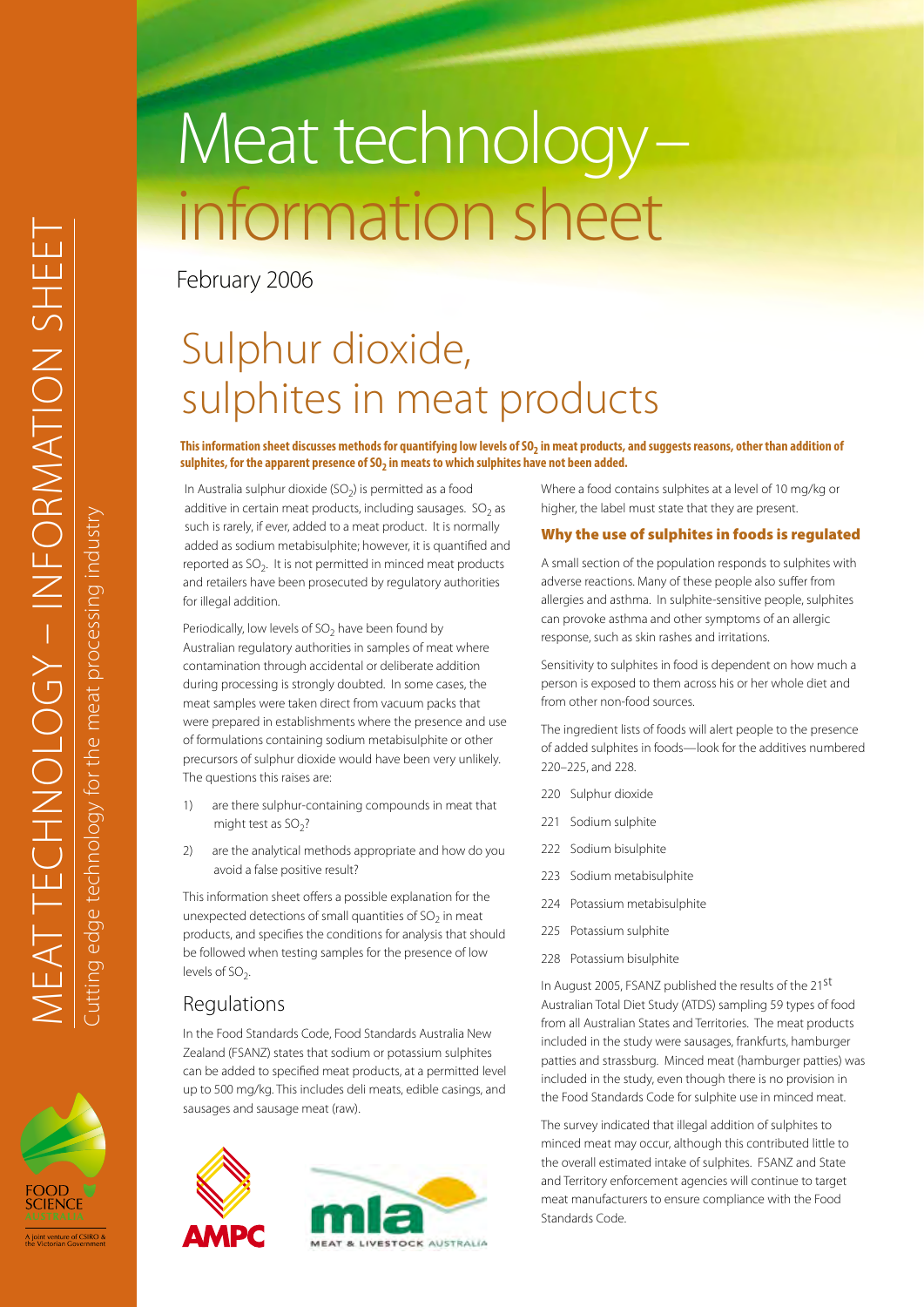# Meat technology – information sheet

February 2006

## Sulphur dioxide, sulphites in meat products

**This information sheet discusses methods for quantifying low levels of $SO_2$ in meat products, and suggests reasons, other than addition of sulphites, for the apparent presence of $SO_2$ in meats to which sulphites have not been added.**

In Australia sulphur dioxide ($SO_2$) is permitted as a food additive in certain meat products, including sausages. $SO_2$ as such is rarely, if ever, added to a meat product. It is normally added as sodium metabisulphite; however, it is quantified and reported as $SO_2$. It is not permitted in minced meat products and retailers have been prosecuted by regulatory authorities for illegal addition.

Periodically, low levels of $SO_2$ have been found by Australian regulatory authorities in samples of meat where contamination through accidental or deliberate addition during processing is strongly doubted. In some cases, the meat samples were taken direct from vacuum packs that were prepared in establishments where the presence and use of formulations containing sodium metabisulphite or other precursors of sulphur dioxide would have been very unlikely. The questions this raises are:

1) are there sulphur-containing compounds in meat that might test as $SO_2$?
2) are the analytical methods appropriate and how do you avoid a false positive result?

This information sheet offers a possible explanation for the unexpected detections of small quantities of $SO_2$ in meat products, and specifies the conditions for analysis that should be followed when testing samples for the presence of low levels of $SO_2$.

### Regulations

In the Food Standards Code, Food Standards Australia New Zealand (FSANZ) states that sodium or potassium sulphites can be added to specified meat products, at a permitted level up to 500 mg/kg. This includes deli meats, edible casings, and sausages and sausage meat (raw).

Where a food contains sulphites at a level of 10 mg/kg or higher, the label must state that they are present.

#### Why the use of sulphites in foods is regulated

A small section of the population responds to sulphites with adverse reactions. Many of these people also suffer from allergies and asthma. In sulphite-sensitive people, sulphites can provoke asthma and other symptoms of an allergic response, such as skin rashes and irritations.

Sensitivity to sulphites in food is dependent on how much a person is exposed to them across his or her whole diet and from other non-food sources.

The ingredient lists of foods will alert people to the presence of added sulphites in foods—look for the additives numbered 220–225, and 228.

- 220 Sulphur dioxide
- 221 Sodium sulphite
- 222 Sodium bisulphite
- 223 Sodium metabisulphite
- 224 Potassium metabisulphite
- 225 Potassium sulphite
- 228 Potassium bisulphite

In August 2005, FSANZ published the results of the 21st Australian Total Diet Study (ATDS) sampling 59 types of food from all Australian States and Territories. The meat products included in the study were sausages, frankfurts, hamburger patties and strassburg. Minced meat (hamburger patties) was included in the study, even though there is no provision in the Food Standards Code for sulphite use in minced meat.

The survey indicated that illegal addition of sulphites to minced meat may occur, although this contributed little to the overall estimated intake of sulphites. FSANZ and State and Territory enforcement agencies will continue to target meat manufacturers to ensure compliance with the Food Standards Code.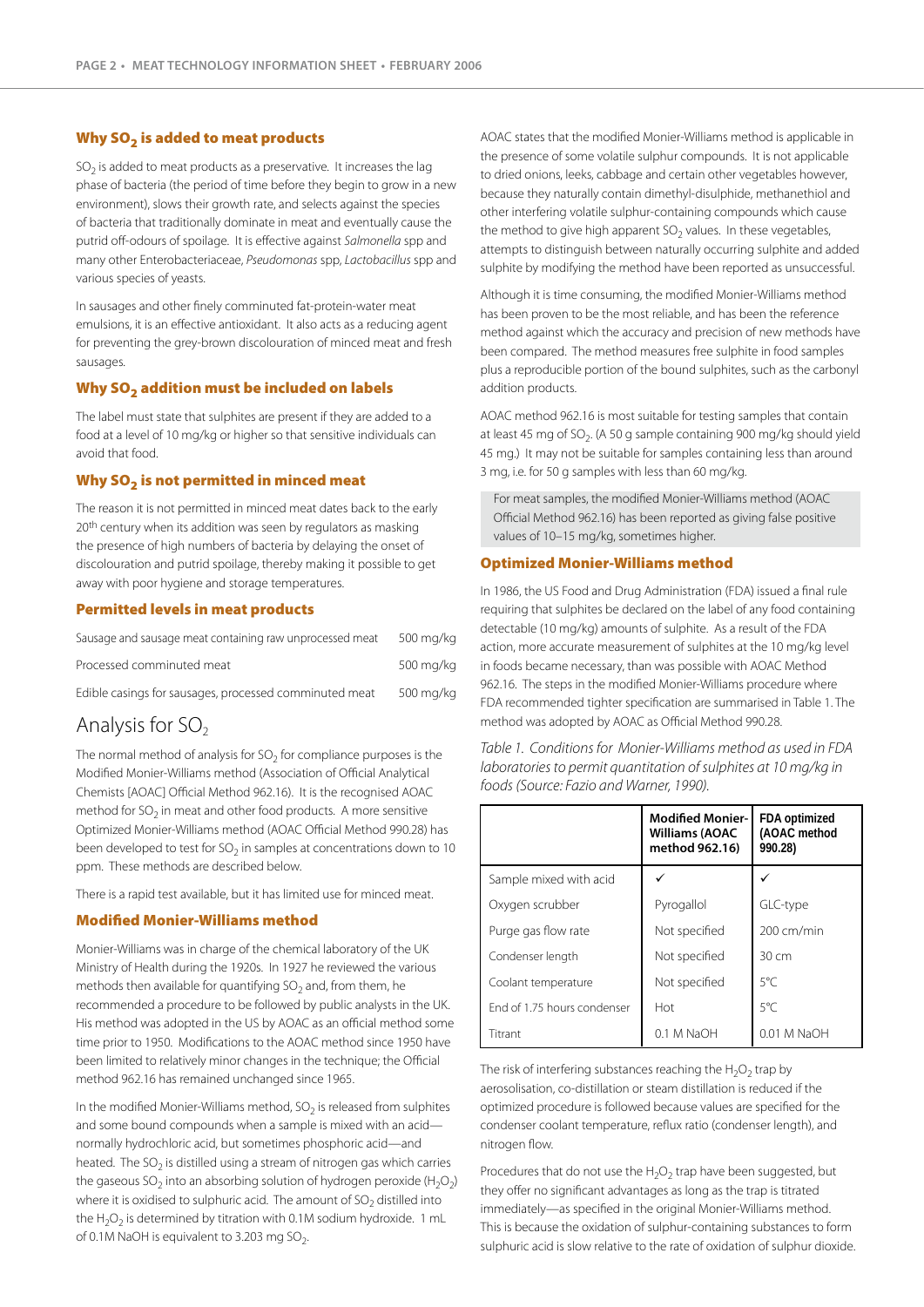## Why $SO_2$ is added to meat products

$SO_2$ is added to meat products as a preservative. It increases the lag phase of bacteria (the period of time before they begin to grow in a new environment), slows their growth rate, and selects against the species of bacteria that traditionally dominate in meat and eventually cause the putrid off-odours of spoilage. It is effective against *Salmonella* spp and many other Enterobacteriaceae, *Pseudomonas* spp, *Lactobacillus* spp and various species of yeasts.

In sausages and other finely comminuted fat-protein-water meat emulsions, it is an effective antioxidant. It also acts as a reducing agent for preventing the grey-brown discolouration of minced meat and fresh sausages.

## Why $SO_2$ addition must be included on labels

The label must state that sulphites are present if they are added to a food at a level of 10 mg/kg or higher so that sensitive individuals can avoid that food.

## Why $SO_2$ is not permitted in minced meat

The reason it is not permitted in minced meat dates back to the early 20th century when its addition was seen by regulators as masking the presence of high numbers of bacteria by delaying the onset of discolouration and putrid spoilage, thereby making it possible to get away with poor hygiene and storage temperatures.

## Permitted levels in meat products

| | |
|---|---|
| Sausage and sausage meat containing raw unprocessed meat | 500 mg/kg |
| Processed comminuted meat | 500 mg/kg |
| Edible casings for sausages, processed comminuted meat | 500 mg/kg |

# Analysis for $SO_2$

The normal method of analysis for $SO_2$ for compliance purposes is the Modified Monier-Williams method (Association of Official Analytical Chemists [AOAC] Official Method 962.16). It is the recognised AOAC method for $SO_2$ in meat and other food products. A more sensitive Optimized Monier-Williams method (AOAC Official Method 990.28) has been developed to test for $SO_2$ in samples at concentrations down to 10 ppm. These methods are described below.

There is a rapid test available, but it has limited use for minced meat.

## Modified Monier-Williams method

Monier-Williams was in charge of the chemical laboratory of the UK Ministry of Health during the 1920s. In 1927 he reviewed the various methods then available for quantifying $SO_2$ and, from them, he recommended a procedure to be followed by public analysts in the UK. His method was adopted in the US by AOAC as an official method some time prior to 1950. Modifications to the AOAC method since 1950 have been limited to relatively minor changes in the technique; the Official method 962.16 has remained unchanged since 1965.

In the modified Monier-Williams method, $SO_2$ is released from sulphites and some bound compounds when a sample is mixed with an acid—normally hydrochloric acid, but sometimes phosphoric acid—and heated. The $SO_2$ is distilled using a stream of nitrogen gas which carries the gaseous $SO_2$ into an absorbing solution of hydrogen peroxide ($H_2O_2$) where it is oxidised to sulphuric acid. The amount of $SO_2$ distilled into the $H_2O_2$ is determined by titration with 0.1M sodium hydroxide. 1 mL of 0.1M NaOH is equivalent to 3.203 mg $SO_2$.

AOAC states that the modified Monier-Williams method is applicable in the presence of some volatile sulphur compounds. It is not applicable to dried onions, leeks, cabbage and certain other vegetables however, because they naturally contain dimethyl-disulphide, methanethiol and other interfering volatile sulphur-containing compounds which cause the method to give high apparent $SO_2$ values. In these vegetables, attempts to distinguish between naturally occurring sulphite and added sulphite by modifying the method have been reported as unsuccessful.

Although it is time consuming, the modified Monier-Williams method has been proven to be the most reliable, and has been the reference method against which the accuracy and precision of new methods have been compared. The method measures free sulphite in food samples plus a reproducible portion of the bound sulphites, such as the carbonyl addition products.

AOAC method 962.16 is most suitable for testing samples that contain at least 45 mg of $SO_2$. (A 50 g sample containing 900 mg/kg should yield 45 mg.) It may not be suitable for samples containing less than around 3 mg, i.e. for 50 g samples with less than 60 mg/kg.

> For meat samples, the modified Monier-Williams method (AOAC Official Method 962.16) has been reported as giving false positive values of 10–15 mg/kg, sometimes higher.

## Optimized Monier-Williams method

In 1986, the US Food and Drug Administration (FDA) issued a final rule requiring that sulphites be declared on the label of any food containing detectable (10 mg/kg) amounts of sulphite. As a result of the FDA action, more accurate measurement of sulphites at the 10 mg/kg level in foods became necessary, than was possible with AOAC Method 962.16. The steps in the modified Monier-Williams procedure where FDA recommended tighter specification are summarised in Table 1. The method was adopted by AOAC as Official Method 990.28.

*Table 1. Conditions for Monier-Williams method as used in FDA laboratories to permit quantitation of sulphites at 10 mg/kg in foods (Source: Fazio and Warner, 1990).*

| | Modified Monier-Williams (AOAC method 962.16) | FDA optimized (AOAC method 990.28) |
|---|---|---|
| Sample mixed with acid | ✓ | ✓ |
| Oxygen scrubber | Pyrogallol | GLC-type |
| Purge gas flow rate | Not specified | 200 cm/min |
| Condenser length | Not specified | 30 cm |
| Coolant temperature | Not specified | 5°C |
| End of 1.75 hours condenser | Hot | 5°C |
| Titrant | 0.1 M NaOH | 0.01 M NaOH |

The risk of interfering substances reaching the $H_2O_2$ trap by aerosolisation, co-distillation or steam distillation is reduced if the optimized procedure is followed because values are specified for the condenser coolant temperature, reflux ratio (condenser length), and nitrogen flow.

Procedures that do not use the $H_2O_2$ trap have been suggested, but they offer no significant advantages as long as the trap is titrated immediately—as specified in the original Monier-Williams method. This is because the oxidation of sulphur-containing substances to form sulphuric acid is slow relative to the rate of oxidation of sulphur dioxide.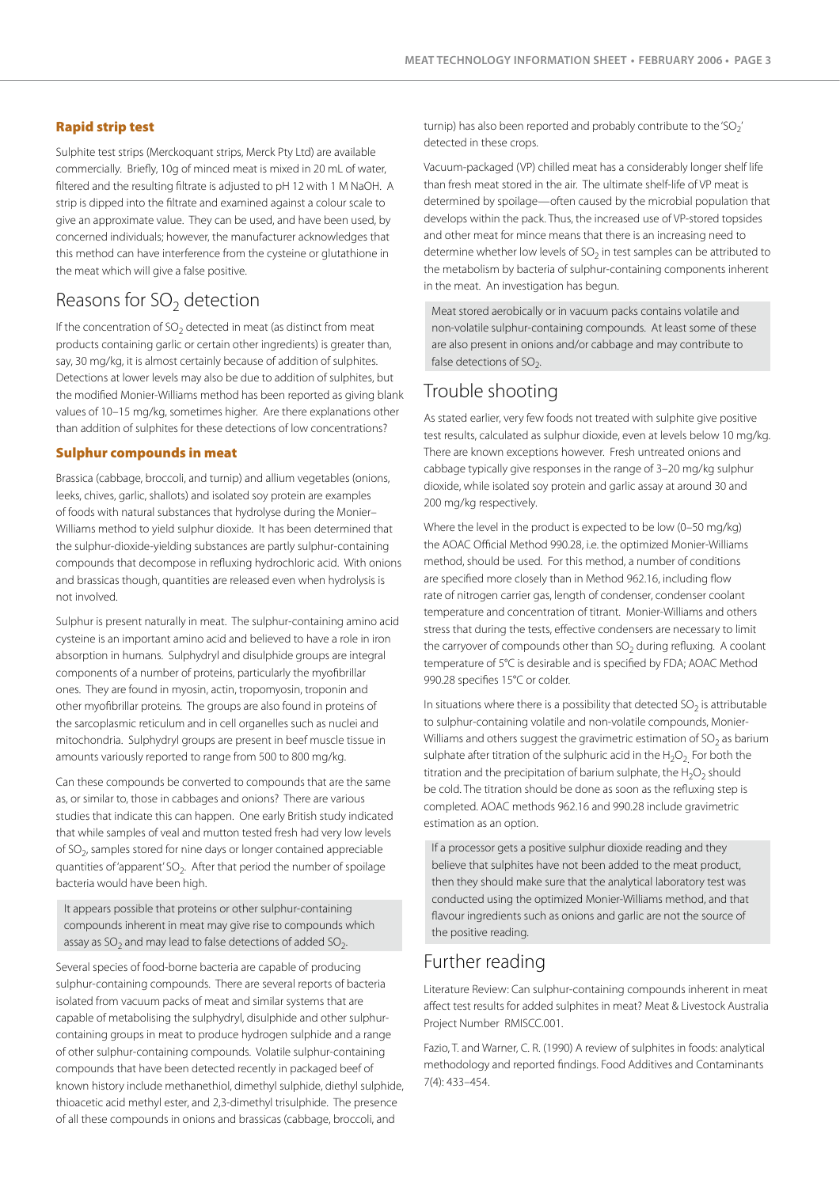### Rapid strip test

Sulphite test strips (Merckoquant strips, Merck Pty Ltd) are available commercially. Briefly, 10g of minced meat is mixed in 20 mL of water, filtered and the resulting filtrate is adjusted to pH 12 with 1 M NaOH. A strip is dipped into the filtrate and examined against a colour scale to give an approximate value. They can be used, and have been used, by concerned individuals; however, the manufacturer acknowledges that this method can have interference from the cysteine or glutathione in the meat which will give a false positive.

## Reasons for $SO_2$ detection

If the concentration of $SO_2$ detected in meat (as distinct from meat products containing garlic or certain other ingredients) is greater than, say, 30 mg/kg, it is almost certainly because of addition of sulphites. Detections at lower levels may also be due to addition of sulphites, but the modified Monier-Williams method has been reported as giving blank values of 10–15 mg/kg, sometimes higher. Are there explanations other than addition of sulphites for these detections of low concentrations?

### Sulphur compounds in meat

Brassica (cabbage, broccoli, and turnip) and allium vegetables (onions, leeks, chives, garlic, shallots) and isolated soy protein are examples of foods with natural substances that hydrolyse during the Monier–Williams method to yield sulphur dioxide. It has been determined that the sulphur-dioxide-yielding substances are partly sulphur-containing compounds that decompose in refluxing hydrochloric acid. With onions and brassicas though, quantities are released even when hydrolysis is not involved.

Sulphur is present naturally in meat. The sulphur-containing amino acid cysteine is an important amino acid and believed to have a role in iron absorption in humans. Sulphydryl and disulphide groups are integral components of a number of proteins, particularly the myofibrillar ones. They are found in myosin, actin, tropomyosin, troponin and other myofibrillar proteins. The groups are also found in proteins of the sarcoplasmic reticulum and in cell organelles such as nuclei and mitochondria. Sulphydryl groups are present in beef muscle tissue in amounts variously reported to range from 500 to 800 mg/kg.

Can these compounds be converted to compounds that are the same as, or similar to, those in cabbages and onions? There are various studies that indicate this can happen. One early British study indicated that while samples of veal and mutton tested fresh had very low levels of $SO_2$, samples stored for nine days or longer contained appreciable quantities of 'apparent' $SO_2$. After that period the number of spoilage bacteria would have been high.

> It appears possible that proteins or other sulphur-containing compounds inherent in meat may give rise to compounds which assay as $SO_2$ and may lead to false detections of added $SO_2$.

Several species of food-borne bacteria are capable of producing sulphur-containing compounds. There are several reports of bacteria isolated from vacuum packs of meat and similar systems that are capable of metabolising the sulphydryl, disulphide and other sulphur-containing groups in meat to produce hydrogen sulphide and a range of other sulphur-containing compounds. Volatile sulphur-containing compounds that have been detected recently in packaged beef of known history include methanethiol, dimethyl sulphide, diethyl sulphide, thioacetic acid methyl ester, and 2,3-dimethyl trisulphide. The presence of all these compounds in onions and brassicas (cabbage, broccoli, and turnip) has also been reported and probably contribute to the '$SO_2$' detected in these crops.

Vacuum-packaged (VP) chilled meat has a considerably longer shelf life than fresh meat stored in the air. The ultimate shelf-life of VP meat is determined by spoilage—often caused by the microbial population that develops within the pack. Thus, the increased use of VP-stored topsides and other meat for mince means that there is an increasing need to determine whether low levels of $SO_2$ in test samples can be attributed to the metabolism by bacteria of sulphur-containing components inherent in the meat. An investigation has begun.

> Meat stored aerobically or in vacuum packs contains volatile and non-volatile sulphur-containing compounds. At least some of these are also present in onions and/or cabbage and may contribute to false detections of $SO_2$.

## Trouble shooting

As stated earlier, very few foods not treated with sulphite give positive test results, calculated as sulphur dioxide, even at levels below 10 mg/kg. There are known exceptions however. Fresh untreated onions and cabbage typically give responses in the range of 3–20 mg/kg sulphur dioxide, while isolated soy protein and garlic assay at around 30 and 200 mg/kg respectively.

Where the level in the product is expected to be low (0–50 mg/kg) the AOAC Official Method 990.28, i.e. the optimized Monier-Williams method, should be used. For this method, a number of conditions are specified more closely than in Method 962.16, including flow rate of nitrogen carrier gas, length of condenser, condenser coolant temperature and concentration of titrant. Monier-Williams and others stress that during the tests, effective condensers are necessary to limit the carryover of compounds other than $SO_2$ during refluxing. A coolant temperature of 5°C is desirable and is specified by FDA; AOAC Method 990.28 specifies 15°C or colder.

In situations where there is a possibility that detected $SO_2$ is attributable to sulphur-containing volatile and non-volatile compounds, Monier-Williams and others suggest the gravimetric estimation of $SO_2$ as barium sulphate after titration of the sulphuric acid in the $H_2O_2$. For both the titration and the precipitation of barium sulphate, the $H_2O_2$ should be cold. The titration should be done as soon as the refluxing step is completed. AOAC methods 962.16 and 990.28 include gravimetric estimation as an option.

> If a processor gets a positive sulphur dioxide reading and they believe that sulphites have not been added to the meat product, then they should make sure that the analytical laboratory test was conducted using the optimized Monier-Williams method, and that flavour ingredients such as onions and garlic are not the source of the positive reading.

## Further reading

Literature Review: Can sulphur-containing compounds inherent in meat affect test results for added sulphites in meat? Meat & Livestock Australia Project Number RMISCC.001.

Fazio, T. and Warner, C. R. (1990) A review of sulphites in foods: analytical methodology and reported findings. Food Additives and Contaminants 7(4): 433–454.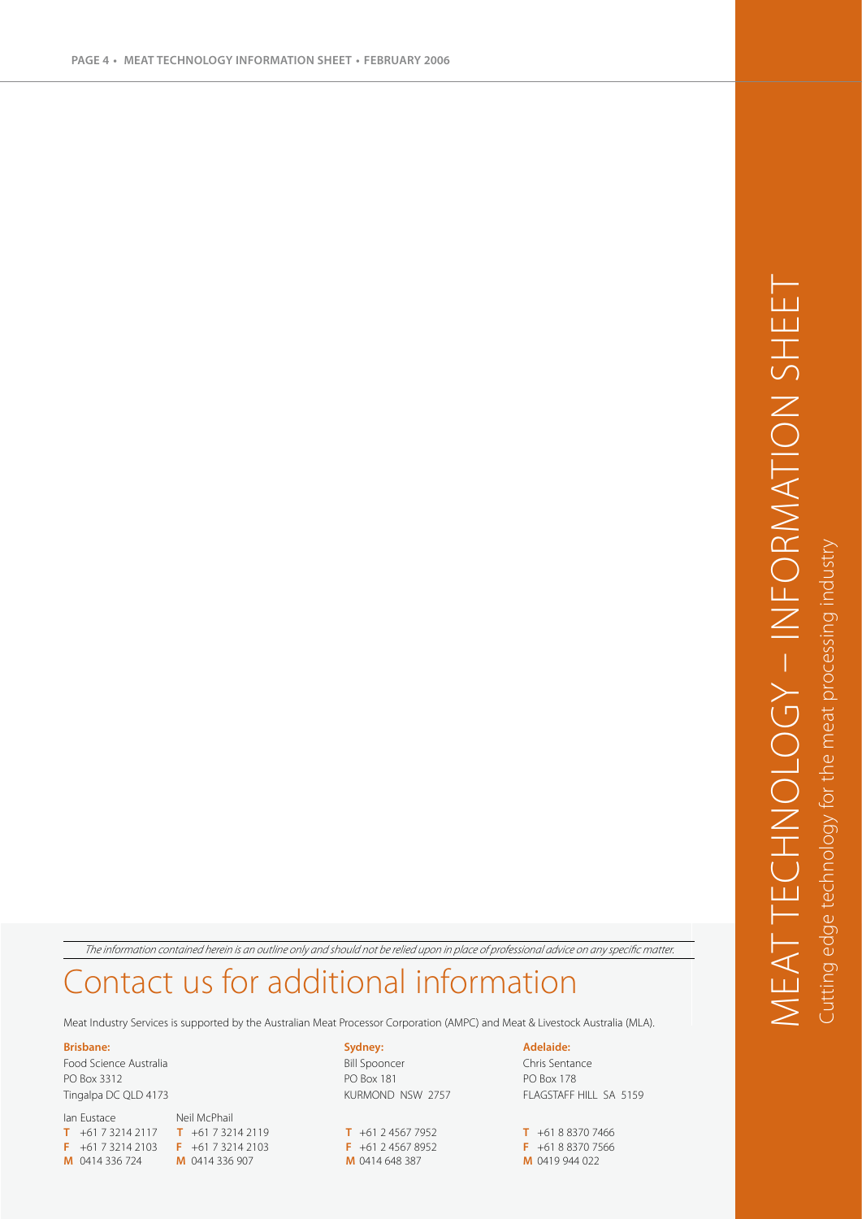*The information contained herein is an outline only and should not be relied upon in place of professional advice on any specific matter.*

# Contact us for additional information

Meat Industry Services is supported by the Australian Meat Processor Corporation (AMPC) and Meat & Livestock Australia (MLA).

**Brisbane:**

Food Science Australia
PO Box 3312
Tingalpa DC QLD 4173

Ian Eustace
**T** +61 7 3214 2117
**F** +61 7 3214 2103
**M** 0414 336 724

Neil McPhail
**T** +61 7 3214 2119
**F** +61 7 3214 2103
**M** 0414 336 907

**Sydney:**

Bill Spooncer
PO Box 181
KURMOND NSW 2757

**T** +61 2 4567 7952
**F** +61 2 4567 8952
**M** 0414 648 387

**Adelaide:**

Chris Sentance
PO Box 178
FLAGSTAFF HILL SA 5159

**T** +61 8 8370 7466
**F** +61 8 8370 7566
**M** 0419 944 022

MEAT TECHNOLOGY – INFORMATION SHEET

Cutting edge technology for the meat processing industry